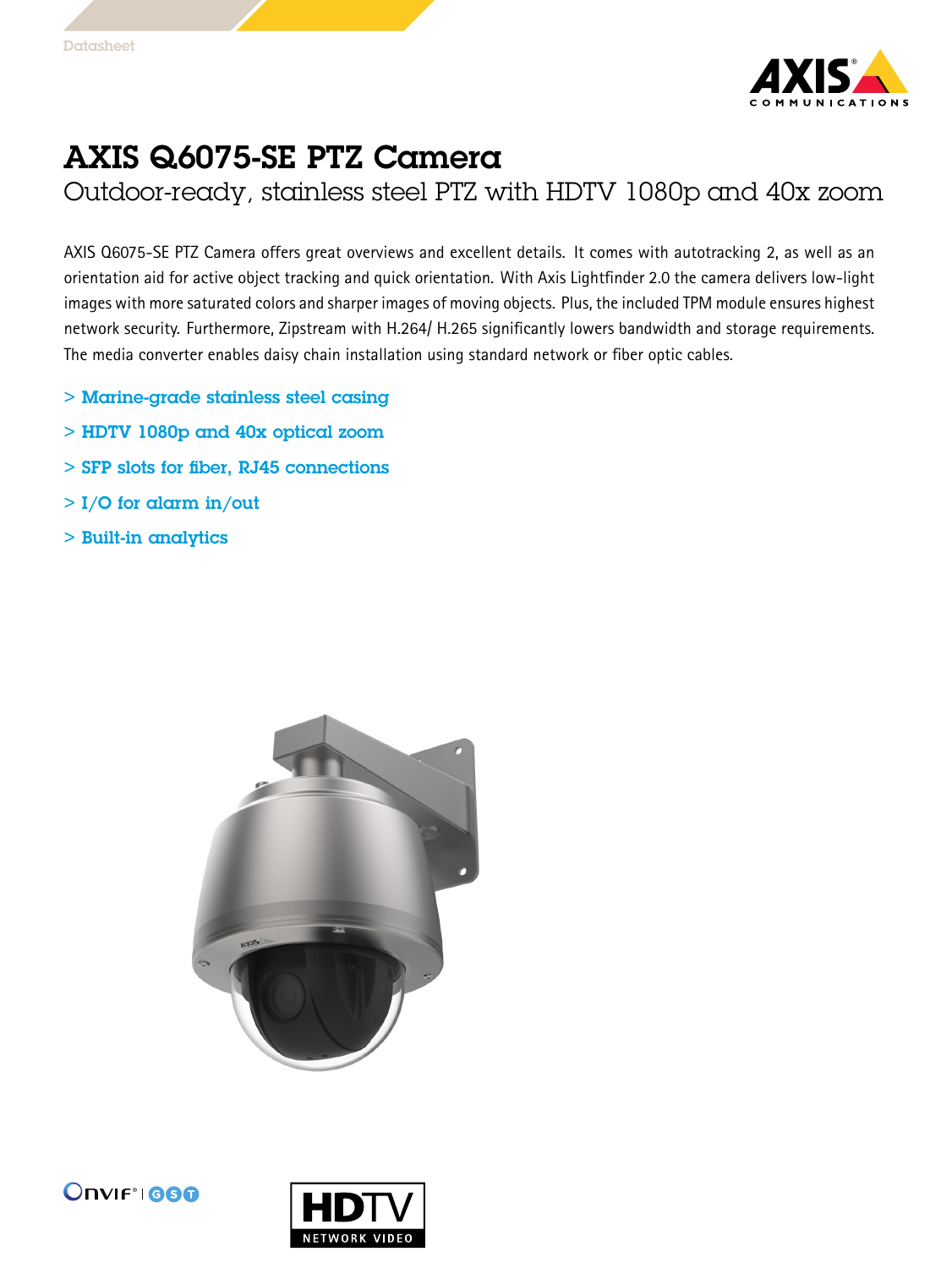Datasheet

# AXIS Q6075-SE PTZ Camera

## Outdoor-ready, stainless steel PTZ with HDTV 1080p and 40x zoom

AXIS Q6075-SE PTZ Camera offers great overviews and excellent details. It comes with autotracking 2, as well as an orientation aid for active object tracking and quick orientation. With Axis Lightfinder 2.0 the camera delivers low-light images with more saturated colors and sharper images of moving objects. Plus, the included TPM module ensures highest network security. Furthermore, Zipstream with H.264/ H.265 significantly lowers bandwidth and storage requirements. The media converter enables daisy chain installation using standard network or fiber optic cables.

> Marine-grade stainless steel casing

> HDTV 1080p and 40x optical zoom

> SFP slots for fiber, RJ45 connections

> I/O for alarm in/out

> Built-in analytics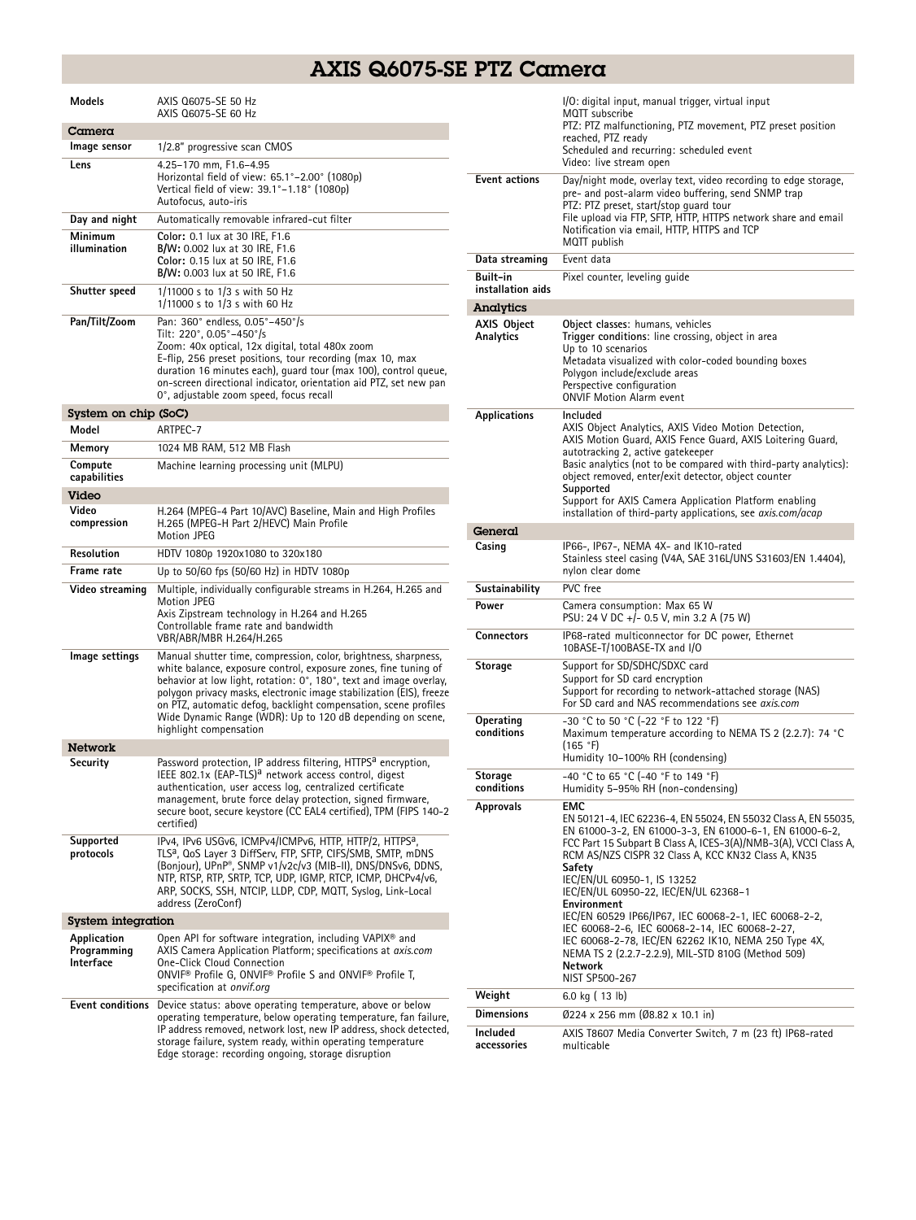# AXIS Q6075-SE PTZ Camera

| | |
|---|---|
| **Models** | AXIS Q6075-SE 50 Hz<br>AXIS Q6075-SE 60 Hz |

## Camera

| | |
|---|---|
| **Image sensor** | 1/2.8" progressive scan CMOS |
| **Lens** | 4.25–170 mm, F1.6–4.95<br>Horizontal field of view: 65.1°–2.00° (1080p)<br>Vertical field of view: 39.1°–1.18° (1080p)<br>Autofocus, auto-iris |
| **Day and night** | Automatically removable infrared-cut filter |
| **Minimum illumination** | **Color:** 0.1 lux at 30 IRE, F1.6<br>**B/W:** 0.002 lux at 30 IRE, F1.6<br>**Color:** 0.15 lux at 50 IRE, F1.6<br>**B/W:** 0.003 lux at 50 IRE, F1.6 |
| **Shutter speed** | 1/11000 s to 1/3 s with 50 Hz<br>1/11000 s to 1/3 s with 60 Hz |
| **Pan/Tilt/Zoom** | Pan: 360° endless, 0.05°–450°/s<br>Tilt: 220°, 0.05°–450°/s<br>Zoom: 40x optical, 12x digital, total 480x zoom<br>E-flip, 256 preset positions, tour recording (max 10, max duration 16 minutes each), guard tour (max 100), control queue, on-screen directional indicator, orientation aid PTZ, set new pan 0°, adjustable zoom speed, focus recall |

## System on chip (SoC)

| | |
|---|---|
| **Model** | ARTPEC-7 |
| **Memory** | 1024 MB RAM, 512 MB Flash |
| **Compute capabilities** | Machine learning processing unit (MLPU) |

## Video

| | |
|---|---|
| **Video compression** | H.264 (MPEG-4 Part 10/AVC) Baseline, Main and High Profiles<br>H.265 (MPEG-H Part 2/HEVC) Main Profile<br>Motion JPEG |
| **Resolution** | HDTV 1080p 1920x1080 to 320x180 |
| **Frame rate** | Up to 50/60 fps (50/60 Hz) in HDTV 1080p |
| **Video streaming** | Multiple, individually configurable streams in H.264, H.265 and Motion JPEG<br>Axis Zipstream technology in H.264 and H.265<br>Controllable frame rate and bandwidth<br>VBR/ABR/MBR H.264/H.265 |
| **Image settings** | Manual shutter time, compression, color, brightness, sharpness, white balance, exposure control, exposure zones, fine tuning of behavior at low light, rotation: 0°, 180°, text and image overlay, polygon privacy masks, electronic image stabilization (EIS), freeze on PTZ, automatic defog, backlight compensation, scene profiles<br>Wide Dynamic Range (WDR): Up to 120 dB depending on scene, highlight compensation |

## Network

| | |
|---|---|
| **Security** | Password protection, IP address filtering, HTTPS[a] encryption, IEEE 802.1x (EAP-TLS)[a] network access control, digest authentication, user access log, centralized certificate management, brute force delay protection, signed firmware, secure boot, secure keystore (CC EAL4 certified), TPM (FIPS 140-2 certified) |
| **Supported protocols** | IPv4, IPv6 USGv6, ICMPv4/ICMPv6, HTTP, HTTP/2, HTTPS[a], TLS[a], QoS Layer 3 DiffServ, FTP, SFTP, CIFS/SMB, SMTP, mDNS (Bonjour), UPnP®, SNMP v1/v2c/v3 (MIB-II), DNS/DNSv6, DDNS, NTP, RTSP, RTP, SRTP, TCP, UDP, IGMP, RTCP, ICMP, DHCPv4/v6, ARP, SOCKS, SSH, NTCIP, LLDP, CDP, MQTT, Syslog, Link-Local address (ZeroConf) |

## System integration

| | |
|---|---|
| **Application Programming Interface** | Open API for software integration, including VAPIX® and AXIS Camera Application Platform; specifications at *axis.com*<br>One-Click Cloud Connection<br>ONVIF® Profile G, ONVIF® Profile S and ONVIF® Profile T, specification at *onvif.org* |
| **Event conditions** | Device status: above operating temperature, above or below operating temperature, below operating temperature, fan failure, IP address removed, network lost, new IP address, shock detected, storage failure, system ready, within operating temperature<br>Edge storage: recording ongoing, storage disruption<br>I/O: digital input, manual trigger, virtual input<br>MQTT subscribe<br>PTZ: PTZ malfunctioning, PTZ movement, PTZ preset position reached, PTZ ready<br>Scheduled and recurring: scheduled event<br>Video: live stream open |
| **Event actions** | Day/night mode, overlay text, video recording to edge storage, pre- and post-alarm video buffering, send SNMP trap<br>PTZ: PTZ preset, start/stop guard tour<br>File upload via FTP, SFTP, HTTP, HTTPS network share and email<br>Notification via email, HTTP, HTTPS and TCP<br>MQTT publish |
| **Data streaming** | Event data |
| **Built-in installation aids** | Pixel counter, leveling guide |

## Analytics

| | |
|---|---|
| **AXIS Object Analytics** | **Object classes**: humans, vehicles<br>**Trigger conditions**: line crossing, object in area<br>Up to 10 scenarios<br>Metadata visualized with color-coded bounding boxes<br>Polygon include/exclude areas<br>Perspective configuration<br>ONVIF Motion Alarm event |
| **Applications** | **Included**<br>AXIS Object Analytics, AXIS Video Motion Detection, AXIS Motion Guard, AXIS Fence Guard, AXIS Loitering Guard, autotracking 2, active gatekeeper<br>Basic analytics (not to be compared with third-party analytics): object removed, enter/exit detector, object counter<br>**Supported**<br>Support for AXIS Camera Application Platform enabling installation of third-party applications, see *axis.com/acap* |

## General

| | |
|---|---|
| **Casing** | IP66-, IP67-, NEMA 4X- and IK10-rated<br>Stainless steel casing (V4A, SAE 316L/UNS S31603/EN 1.4404), nylon clear dome |
| **Sustainability** | PVC free |
| **Power** | Camera consumption: Max 65 W<br>PSU: 24 V DC +/- 0.5 V, min 3.2 A (75 W) |
| **Connectors** | IP68-rated multiconnector for DC power, Ethernet 10BASE-T/100BASE-TX and I/O |
| **Storage** | Support for SD/SDHC/SDXC card<br>Support for SD card encryption<br>Support for recording to network-attached storage (NAS)<br>For SD card and NAS recommendations see *axis.com* |
| **Operating conditions** | -30 °C to 50 °C (-22 °F to 122 °F)<br>Maximum temperature according to NEMA TS 2 (2.2.7): 74 °C (165 °F)<br>Humidity 10–100% RH (condensing) |
| **Storage conditions** | -40 °C to 65 °C (-40 °F to 149 °F)<br>Humidity 5–95% RH (non-condensing) |
| **Approvals** | **EMC**<br>EN 50121-4, IEC 62236-4, EN 55024, EN 55032 Class A, EN 55035, EN 61000-3-2, EN 61000-3-3, EN 61000-6-1, EN 61000-6-2, FCC Part 15 Subpart B Class A, ICES-3(A)/NMB-3(A), VCCI Class A, RCM AS/NZS CISPR 32 Class A, KCC KN32 Class A, KN35<br>**Safety**<br>IEC/EN/UL 60950-1, IS 13252<br>IEC/EN/UL 60950-22, IEC/EN/UL 62368-1<br>**Environment**<br>IEC/EN 60529 IP66/IP67, IEC 60068-2-1, IEC 60068-2-2, IEC 60068-2-6, IEC 60068-2-14, IEC 60068-2-27, IEC 60068-2-78, IEC/EN 62262 IK10, NEMA 250 Type 4X, NEMA TS 2 (2.2.7-2.2.9), MIL-STD 810G (Method 509)<br>**Network**<br>NIST SP500-267 |
| **Weight** | 6.0 kg ( 13 lb) |
| **Dimensions** | Ø224 x 256 mm (Ø8.82 x 10.1 in) |
| **Included accessories** | AXIS T8607 Media Converter Switch, 7 m (23 ft) IP68-rated multicable |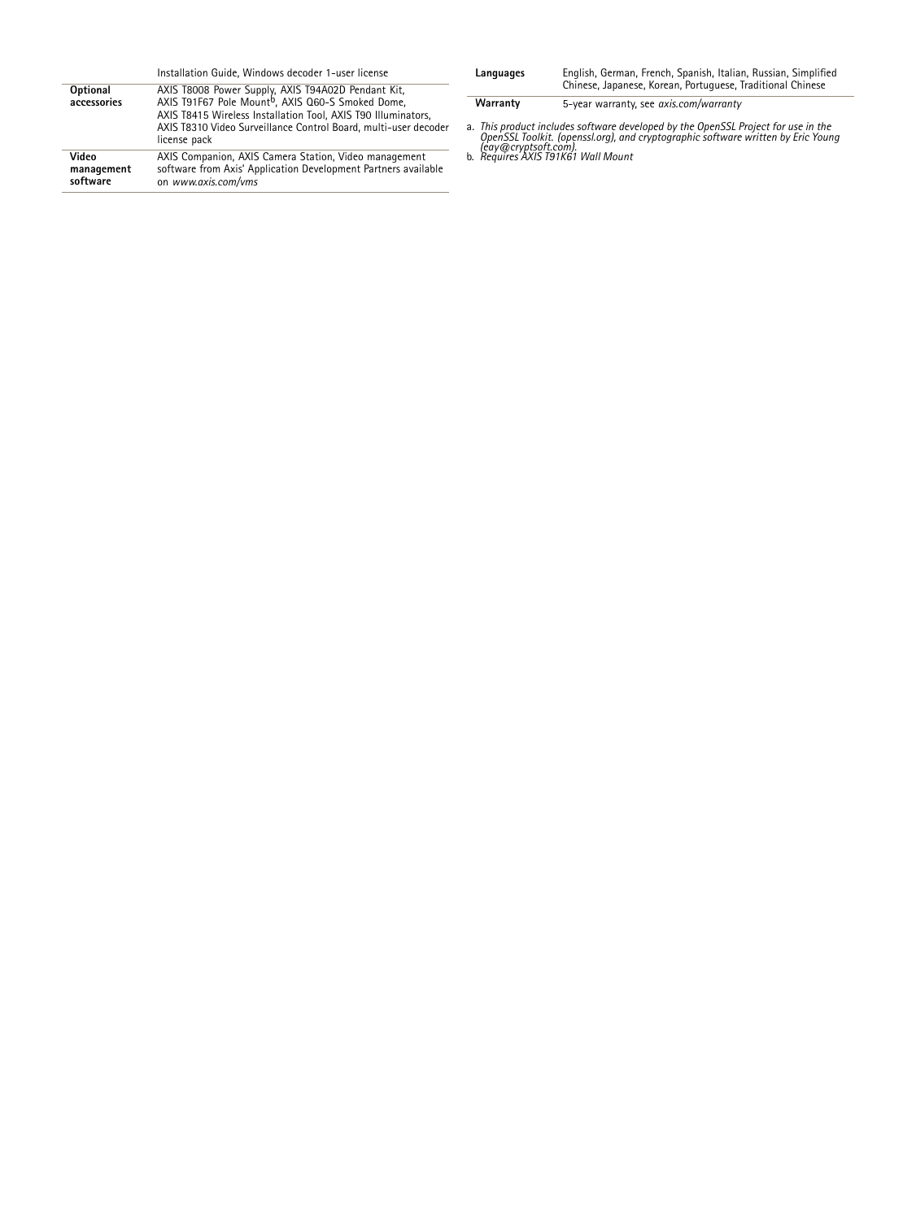| | |
|---|---|
| | Installation Guide, Windows decoder 1-user license |
| **Optional accessories** | AXIS T8008 Power Supply, AXIS T94A02D Pendant Kit, AXIS T91F67 Pole Mount[b], AXIS Q60-S Smoked Dome, AXIS T8415 Wireless Installation Tool, AXIS T90 Illuminators, AXIS T8310 Video Surveillance Control Board, multi-user decoder license pack |
| **Video management software** | AXIS Companion, AXIS Camera Station, Video management software from Axis' Application Development Partners available on *www.axis.com/vms* |
| **Languages** | English, German, French, Spanish, Italian, Russian, Simplified Chinese, Japanese, Korean, Portuguese, Traditional Chinese |
| **Warranty** | 5-year warranty, see *axis.com/warranty* |

a. *This product includes software developed by the OpenSSL Project for use in the OpenSSL Toolkit. (openssl.org), and cryptographic software written by Eric Young (eay@cryptsoft.com).*

b. *Requires AXIS T91K61 Wall Mount*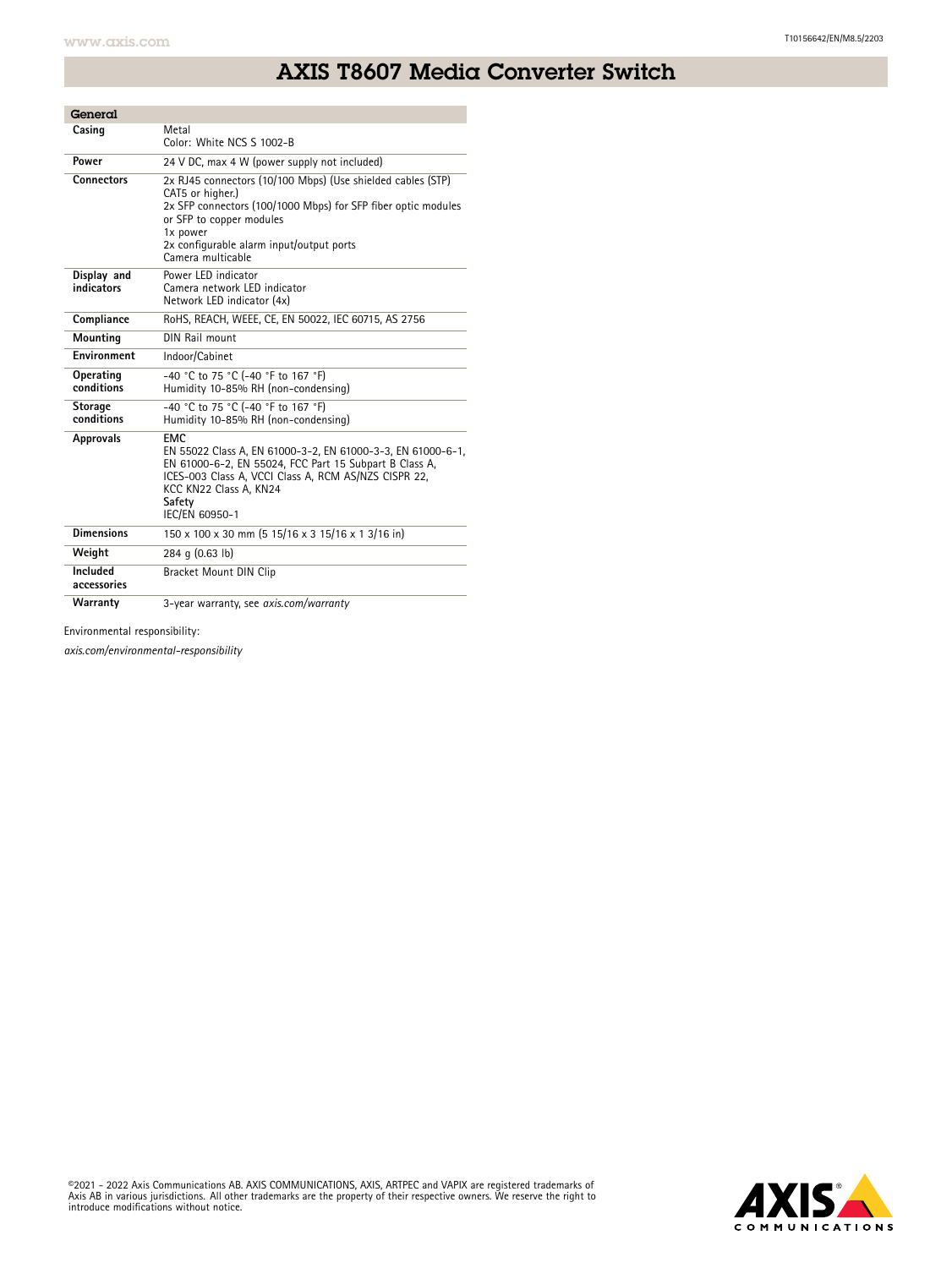# AXIS T8607 Media Converter Switch

| General | |
|---|---|
| **Casing** | Metal<br>Color: White NCS S 1002-B |
| **Power** | 24 V DC, max 4 W (power supply not included) |
| **Connectors** | 2x RJ45 connectors (10/100 Mbps) (Use shielded cables (STP) CAT5 or higher.)<br>2x SFP connectors (100/1000 Mbps) for SFP fiber optic modules or SFP to copper modules<br>1x power<br>2x configurable alarm input/output ports<br>Camera multicable |
| **Display and indicators** | Power LED indicator<br>Camera network LED indicator<br>Network LED indicator (4x) |
| **Compliance** | RoHS, REACH, WEEE, CE, EN 50022, IEC 60715, AS 2756 |
| **Mounting** | DIN Rail mount |
| **Environment** | Indoor/Cabinet |
| **Operating conditions** | -40 °C to 75 °C (-40 °F to 167 °F)<br>Humidity 10-85% RH (non-condensing) |
| **Storage conditions** | -40 °C to 75 °C (-40 °F to 167 °F)<br>Humidity 10-85% RH (non-condensing) |
| **Approvals** | **EMC**<br>EN 55022 Class A, EN 61000-3-2, EN 61000-3-3, EN 61000-6-1, EN 61000-6-2, EN 55024, FCC Part 15 Subpart B Class A, ICES-003 Class A, VCCI Class A, RCM AS/NZS CISPR 22, KCC KN22 Class A, KN24<br>**Safety**<br>IEC/EN 60950-1 |
| **Dimensions** | 150 x 100 x 30 mm (5 15/16 x 3 15/16 x 1 3/16 in) |
| **Weight** | 284 g (0.63 lb) |
| **Included accessories** | Bracket Mount DIN Clip |
| **Warranty** | 3-year warranty, see *axis.com/warranty* |

Environmental responsibility:

*axis.com/environmental-responsibility*

©2021 - 2022 Axis Communications AB. AXIS COMMUNICATIONS, AXIS, ARTPEC and VAPIX are registered trademarks of Axis AB in various jurisdictions. All other trademarks are the property of their respective owners. We reserve the right to introduce modifications without notice.